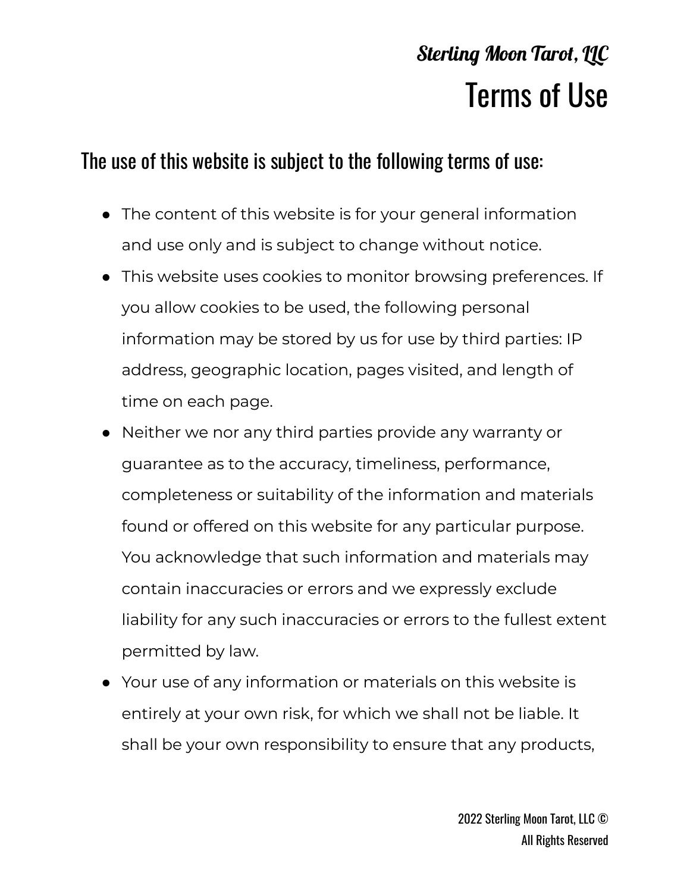**Sterling Moon Tarot, LLC**

# Terms of Use

## The use of this website is subject to the following terms of use:

- The content of this website is for your general information and use only and is subject to change without notice.
- This website uses cookies to monitor browsing preferences. If you allow cookies to be used, the following personal information may be stored by us for use by third parties: IP address, geographic location, pages visited, and length of time on each page.
- Neither we nor any third parties provide any warranty or guarantee as to the accuracy, timeliness, performance, completeness or suitability of the information and materials found or offered on this website for any particular purpose. You acknowledge that such information and materials may contain inaccuracies or errors and we expressly exclude liability for any such inaccuracies or errors to the fullest extent permitted by law.
- Your use of any information or materials on this website is entirely at your own risk, for which we shall not be liable. It shall be your own responsibility to ensure that any products,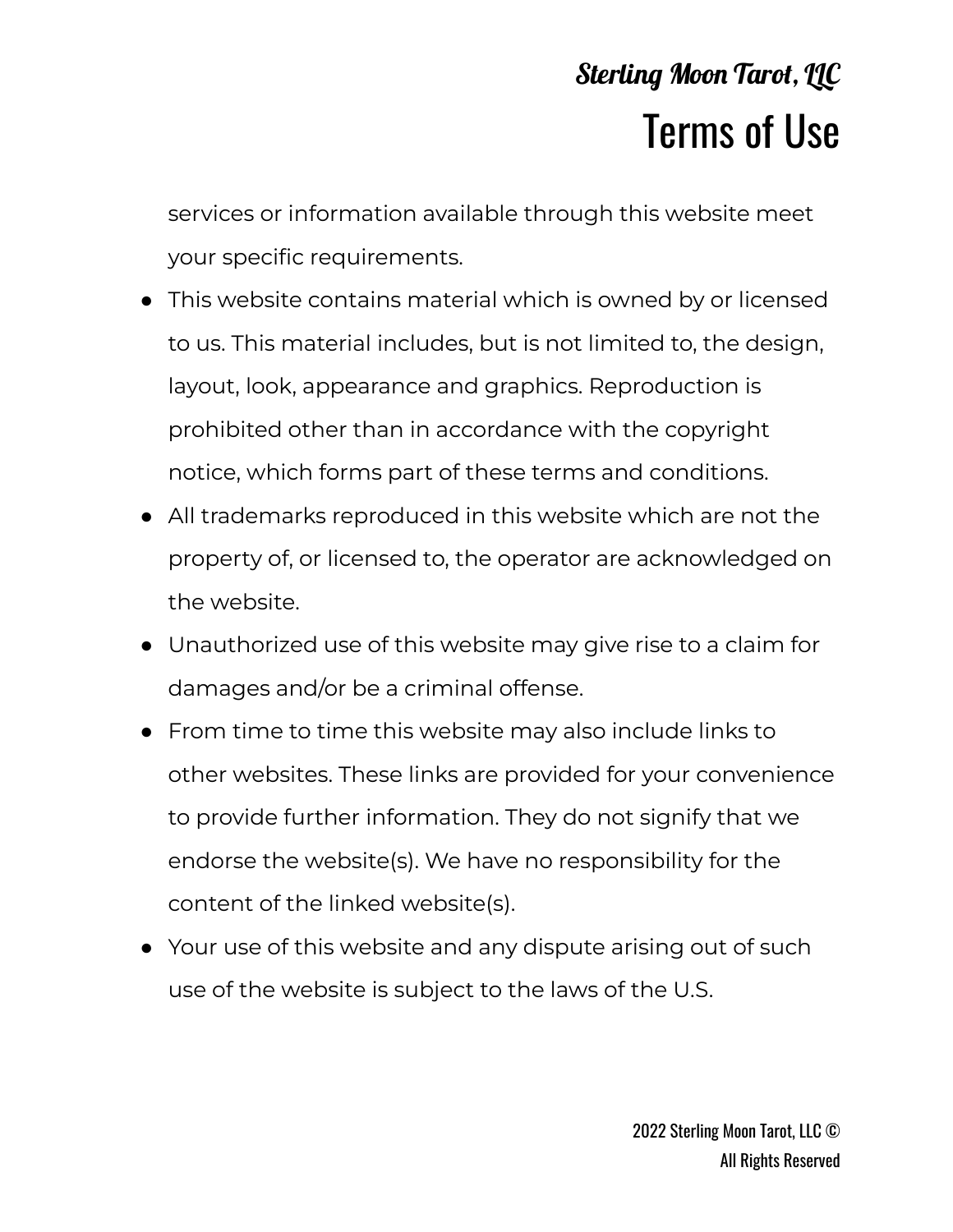services or information available through this website meet your specific requirements.

- This website contains material which is owned by or licensed to us. This material includes, but is not limited to, the design, layout, look, appearance and graphics. Reproduction is prohibited other than in accordance with the copyright notice, which forms part of these terms and conditions.
- All trademarks reproduced in this website which are not the property of, or licensed to, the operator are acknowledged on the website.
- Unauthorized use of this website may give rise to a claim for damages and/or be a criminal offense.
- From time to time this website may also include links to other websites. These links are provided for your convenience to provide further information. They do not signify that we endorse the website(s). We have no responsibility for the content of the linked website(s).
- Your use of this website and any dispute arising out of such use of the website is subject to the laws of the U.S.